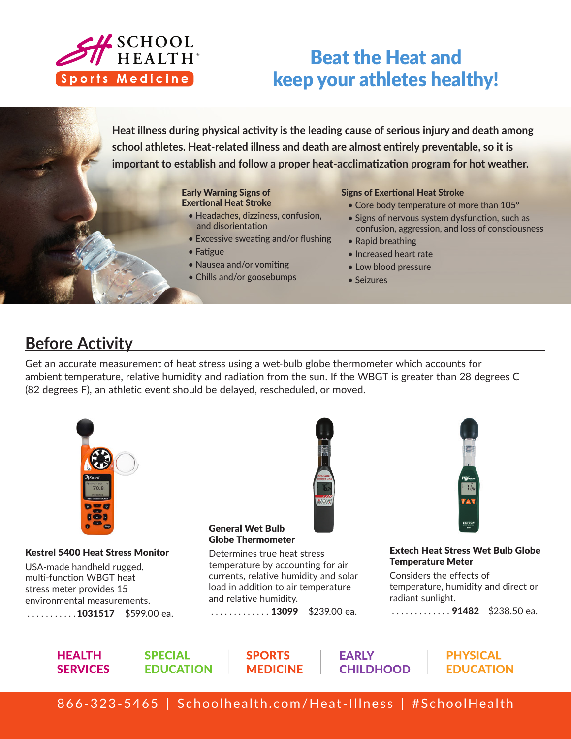SCHOOL HEALTH®

Sports Medicine

# Beat the Heat and keep your athletes healthy!

**Heat illness during physical activity is the leading cause of serious injury and death among school athletes. Heat-related illness and death are almost entirely preventable, so it is important to establish and follow a proper heat-acclimatization program for hot weather.**

**Early Warning Signs of Exertional Heat Stroke**

- Headaches, dizziness, confusion, and disorientation
- Excessive sweating and/or flushing
- Fatigue
- Nausea and/or vomiting
- Chills and/or goosebumps

**Signs of Exertional Heat Stroke**

- Core body temperature of more than 105°
- Signs of nervous system dysfunction, such as confusion, aggression, and loss of consciousness
- Rapid breathing
- Increased heart rate
- Low blood pressure
- Seizures

## Before Activity

Get an accurate measurement of heat stress using a wet-bulb globe thermometer which accounts for ambient temperature, relative humidity and radiation from the sun. If the WBGT is greater than 28 degrees C (82 degrees F), an athletic event should be delayed, rescheduled, or moved.

**Kestrel 5400 Heat Stress Monitor**

USA-made handheld rugged, multi-function WBGT heat stress meter provides 15 environmental measurements.

........... **1031517** $599.00 ea.

**General Wet Bulb Globe Thermometer**

Determines true heat stress temperature by accounting for air currents, relative humidity and solar load in addition to air temperature and relative humidity.

............. **13099** $239.00 ea.

**Extech Heat Stress Wet Bulb Globe Temperature Meter**

Considers the effects of temperature, humidity and direct or radiant sunlight.

............. **91482** $238.50 ea.

HEALTH SERVICES | SPECIAL EDUCATION | SPORTS MEDICINE | EARLY CHILDHOOD | PHYSICAL EDUCATION

866-323-5465 | Schoolhealth.com/Heat-Illness | #SchoolHealth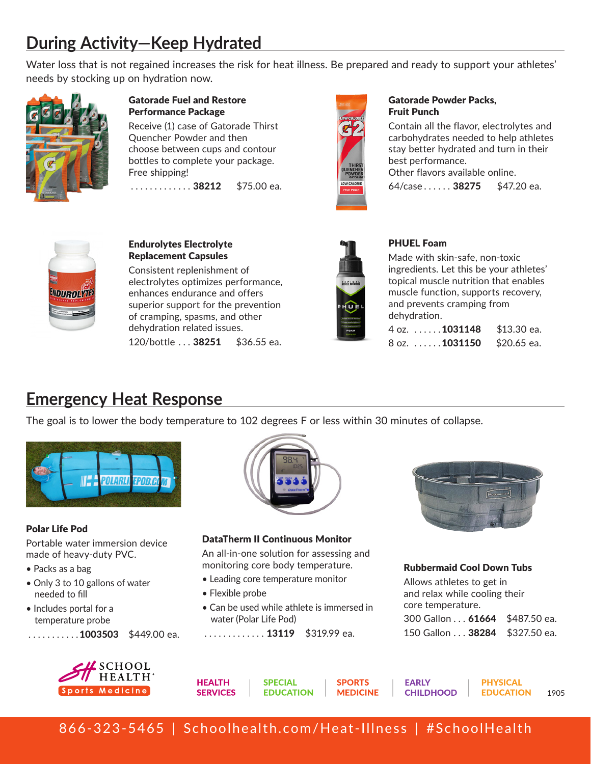## During Activity—Keep Hydrated

Water loss that is not regained increases the risk for heat illness. Be prepared and ready to support your athletes' needs by stocking up on hydration now.

**Gatorade Fuel and Restore Performance Package**

Receive (1) case of Gatorade Thirst Quencher Powder and then choose between cups and contour bottles to complete your package. Free shipping!

. . . . . . . . . . . . . **38212** $75.00 ea.

**Gatorade Powder Packs, Fruit Punch**

Contain all the flavor, electrolytes and carbohydrates needed to help athletes stay better hydrated and turn in their best performance.
Other flavors available online.

64/case . . . . . . **38275** $47.20 ea.

**Endurolytes Electrolyte Replacement Capsules**

Consistent replenishment of electrolytes optimizes performance, enhances endurance and offers superior support for the prevention of cramping, spasms, and other dehydration related issues.

120/bottle . . . **38251** $36.55 ea.

**PHUEL Foam**

Made with skin-safe, non-toxic ingredients. Let this be your athletes' topical muscle nutrition that enables muscle function, supports recovery, and prevents cramping from dehydration.

4 oz. . . . . . . **1031148** $13.30 ea.
8 oz. . . . . . . **1031150** $20.65 ea.

## Emergency Heat Response

The goal is to lower the body temperature to 102 degrees F or less within 30 minutes of collapse.

**Polar Life Pod**

Portable water immersion device made of heavy-duty PVC.

- Packs as a bag
- Only 3 to 10 gallons of water needed to fill
- Includes portal for a temperature probe

. . . . . . . . . . . **1003503** $449.00 ea.

**DataTherm II Continuous Monitor**

An all-in-one solution for assessing and monitoring core body temperature.

- Leading core temperature monitor
- Flexible probe
- Can be used while athlete is immersed in water (Polar Life Pod)

. . . . . . . . . . . . . **13119** $319.99 ea.

**Rubbermaid Cool Down Tubs**

Allows athletes to get in and relax while cooling their core temperature.

300 Gallon . . . **61664** $487.50 ea.
150 Gallon . . . **38284** $327.50 ea.

SCHOOL HEALTH Sports Medicine

HEALTH SERVICES | SPECIAL EDUCATION | SPORTS MEDICINE | EARLY CHILDHOOD | PHYSICAL EDUCATION

1905

866-323-5465 | Schoolhealth.com/Heat-Illness | #SchoolHealth